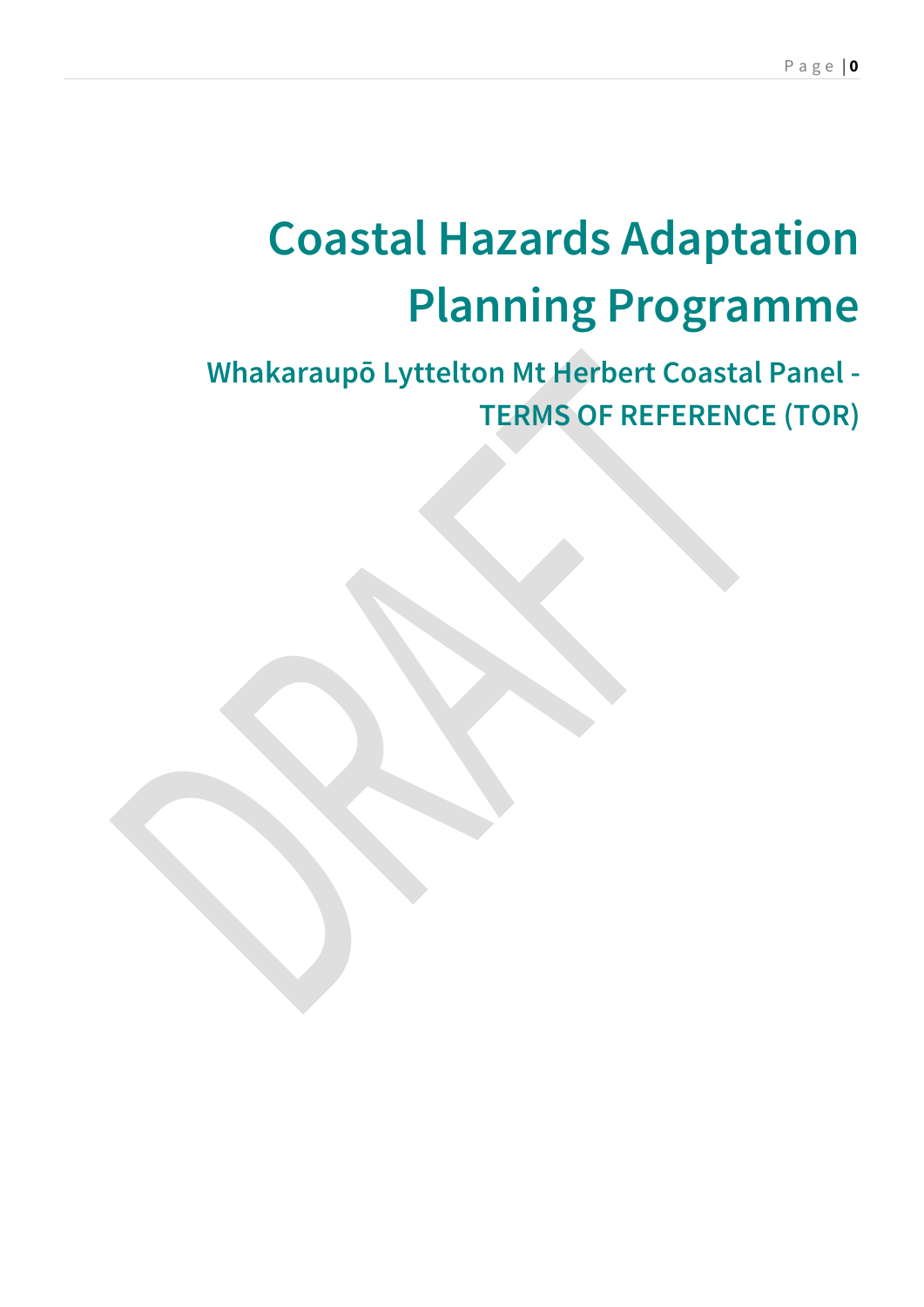# Coastal Hazards Adaptation Planning Programme

## Whakaraupō Lyttelton Mt Herbert Coastal Panel - TERMS OF REFERENCE (TOR)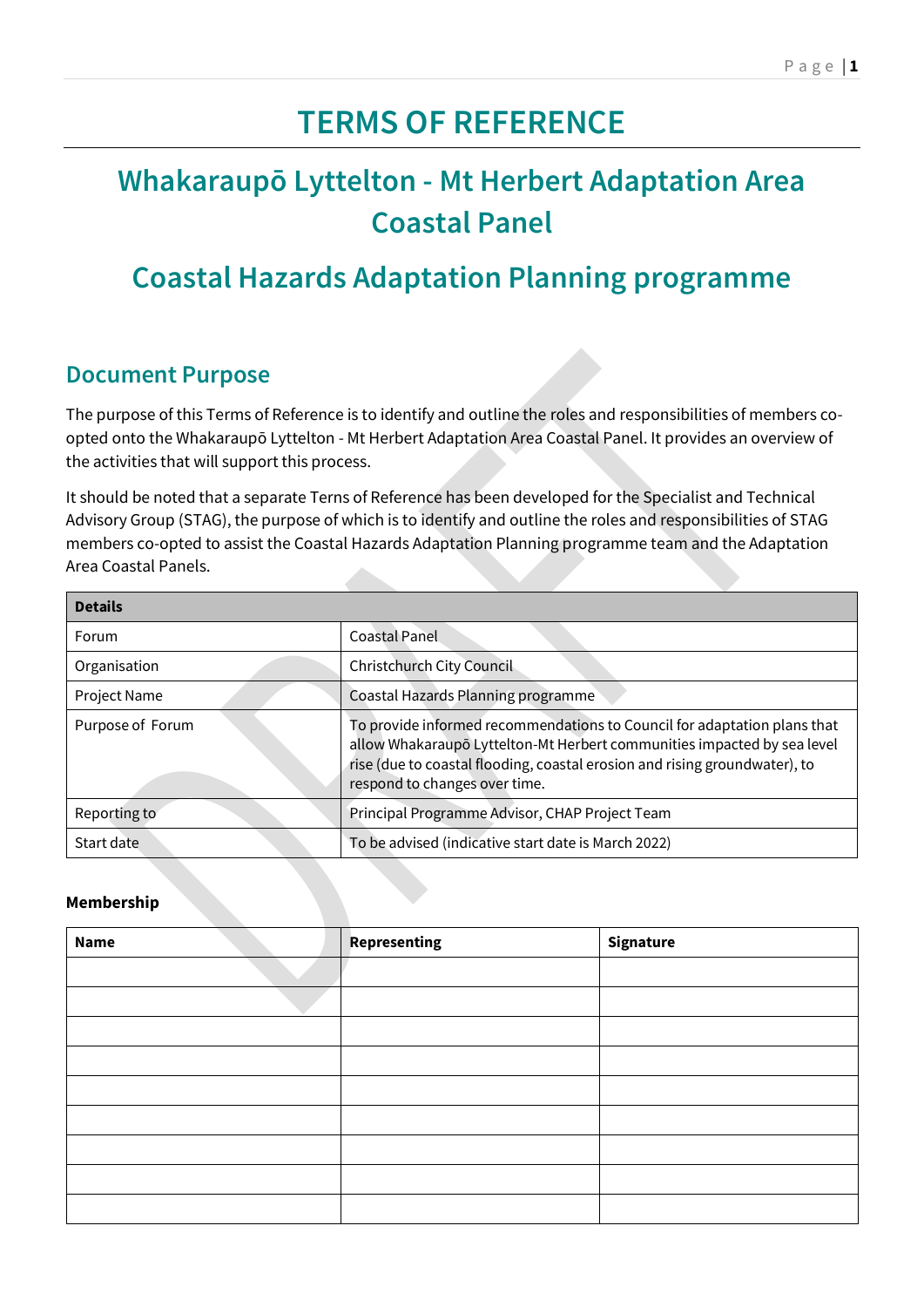# TERMS OF REFERENCE

## Whakaraupō Lyttelton - Mt Herbert Adaptation Area Coastal Panel

## Coastal Hazards Adaptation Planning programme

### Document Purpose

The purpose of this Terms of Reference is to identify and outline the roles and responsibilities of members co-opted onto the Whakaraupō Lyttelton - Mt Herbert Adaptation Area Coastal Panel. It provides an overview of the activities that will support this process.

It should be noted that a separate Terns of Reference has been developed for the Specialist and Technical Advisory Group (STAG), the purpose of which is to identify and outline the roles and responsibilities of STAG members co-opted to assist the Coastal Hazards Adaptation Planning programme team and the Adaptation Area Coastal Panels.

| **Details** | |
|---|---|
| Forum | Coastal Panel |
| Organisation | Christchurch City Council |
| Project Name | Coastal Hazards Planning programme |
| Purpose of Forum | To provide informed recommendations to Council for adaptation plans that allow Whakaraupō Lyttelton-Mt Herbert communities impacted by sea level rise (due to coastal flooding, coastal erosion and rising groundwater), to respond to changes over time. |
| Reporting to | Principal Programme Advisor, CHAP Project Team |
| Start date | To be advised (indicative start date is March 2022) |

**Membership**

| **Name** | **Representing** | **Signature** |
|---|---|---|
| | | |
| | | |
| | | |
| | | |
| | | |
| | | |
| | | |
| | | |
| | | |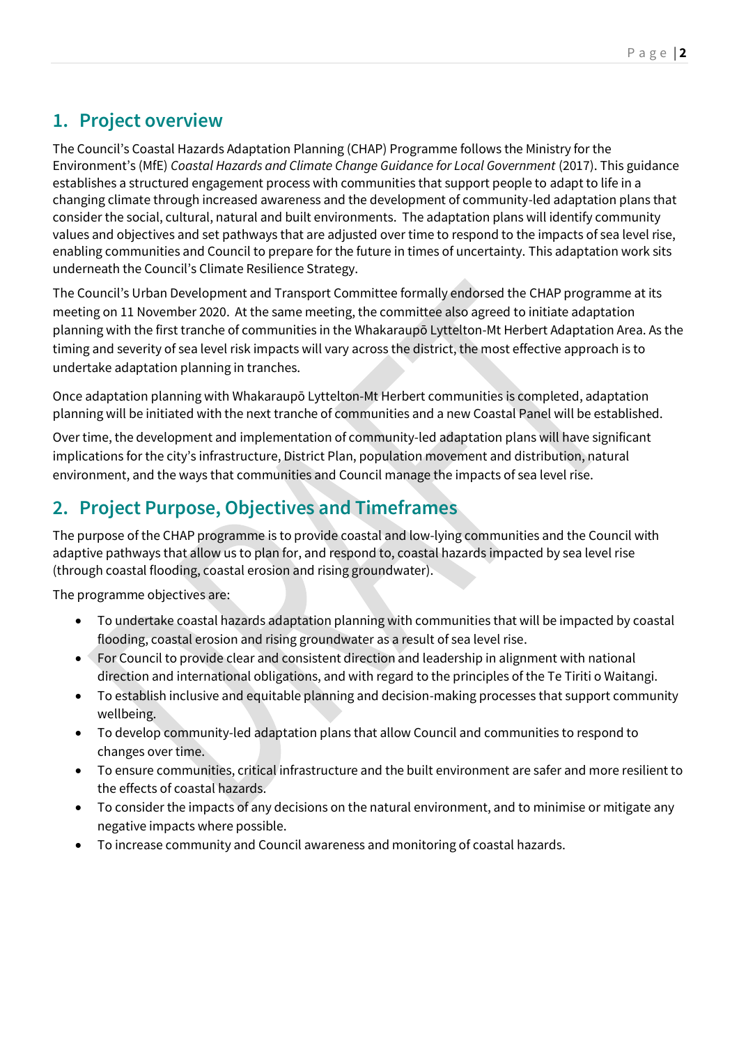## 1. Project overview

The Council's Coastal Hazards Adaptation Planning (CHAP) Programme follows the Ministry for the Environment's (MfE) *Coastal Hazards and Climate Change Guidance for Local Government* (2017). This guidance establishes a structured engagement process with communities that support people to adapt to life in a changing climate through increased awareness and the development of community-led adaptation plans that consider the social, cultural, natural and built environments. The adaptation plans will identify community values and objectives and set pathways that are adjusted over time to respond to the impacts of sea level rise, enabling communities and Council to prepare for the future in times of uncertainty. This adaptation work sits underneath the Council's Climate Resilience Strategy.

The Council's Urban Development and Transport Committee formally endorsed the CHAP programme at its meeting on 11 November 2020. At the same meeting, the committee also agreed to initiate adaptation planning with the first tranche of communities in the Whakaraupō Lyttelton-Mt Herbert Adaptation Area. As the timing and severity of sea level risk impacts will vary across the district, the most effective approach is to undertake adaptation planning in tranches.

Once adaptation planning with Whakaraupō Lyttelton-Mt Herbert communities is completed, adaptation planning will be initiated with the next tranche of communities and a new Coastal Panel will be established.

Over time, the development and implementation of community-led adaptation plans will have significant implications for the city's infrastructure, District Plan, population movement and distribution, natural environment, and the ways that communities and Council manage the impacts of sea level rise.

## 2. Project Purpose, Objectives and Timeframes

The purpose of the CHAP programme is to provide coastal and low-lying communities and the Council with adaptive pathways that allow us to plan for, and respond to, coastal hazards impacted by sea level rise (through coastal flooding, coastal erosion and rising groundwater).

The programme objectives are:

- To undertake coastal hazards adaptation planning with communities that will be impacted by coastal flooding, coastal erosion and rising groundwater as a result of sea level rise.
- For Council to provide clear and consistent direction and leadership in alignment with national direction and international obligations, and with regard to the principles of the Te Tiriti o Waitangi.
- To establish inclusive and equitable planning and decision-making processes that support community wellbeing.
- To develop community-led adaptation plans that allow Council and communities to respond to changes over time.
- To ensure communities, critical infrastructure and the built environment are safer and more resilient to the effects of coastal hazards.
- To consider the impacts of any decisions on the natural environment, and to minimise or mitigate any negative impacts where possible.
- To increase community and Council awareness and monitoring of coastal hazards.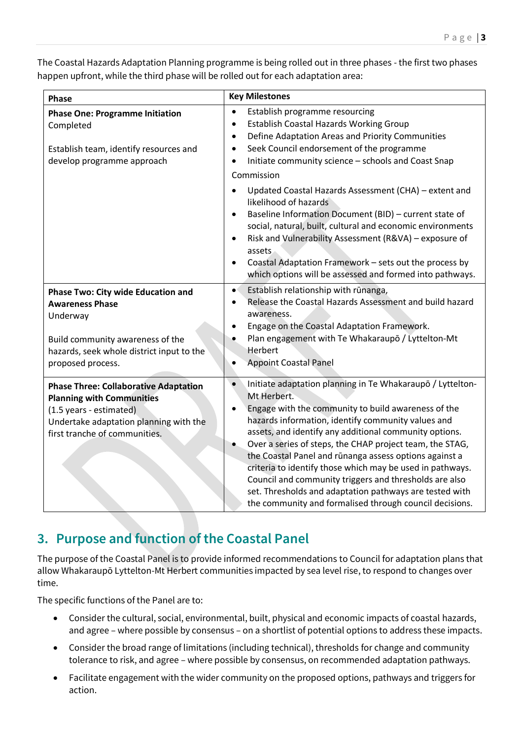The Coastal Hazards Adaptation Planning programme is being rolled out in three phases - the first two phases happen upfront, while the third phase will be rolled out for each adaptation area:

| Phase | Key Milestones |
|---|---|
| **Phase One: Programme Initiation**<br>Completed<br><br>Establish team, identify resources and develop programme approach | • Establish programme resourcing<br>• Establish Coastal Hazards Working Group<br>• Define Adaptation Areas and Priority Communities<br>• Seek Council endorsement of the programme<br>• Initiate community science – schools and Coast Snap<br><br>Commission<br><br>• Updated Coastal Hazards Assessment (CHA) – extent and likelihood of hazards<br>• Baseline Information Document (BID) – current state of social, natural, built, cultural and economic environments<br>• Risk and Vulnerability Assessment (R&VA) – exposure of assets<br>• Coastal Adaptation Framework – sets out the process by which options will be assessed and formed into pathways. |
| **Phase Two: City wide Education and Awareness Phase**<br>Underway<br><br>Build community awareness of the hazards, seek whole district input to the proposed process. | • Establish relationship with rūnanga,<br>• Release the Coastal Hazards Assessment and build hazard awareness.<br>• Engage on the Coastal Adaptation Framework.<br>• Plan engagement with Te Whakaraupō / Lyttelton-Mt Herbert<br>• Appoint Coastal Panel |
| **Phase Three: Collaborative Adaptation Planning with Communities**<br>(1.5 years - estimated)<br>Undertake adaptation planning with the first tranche of communities. | • Initiate adaptation planning in Te Whakaraupō / Lyttelton-Mt Herbert.<br>• Engage with the community to build awareness of the hazards information, identify community values and assets, and identify any additional community options.<br>• Over a series of steps, the CHAP project team, the STAG, the Coastal Panel and rūnanga assess options against a criteria to identify those which may be used in pathways. Council and community triggers and thresholds are also set. Thresholds and adaptation pathways are tested with the community and formalised through council decisions. |

## 3. Purpose and function of the Coastal Panel

The purpose of the Coastal Panel is to provide informed recommendations to Council for adaptation plans that allow Whakaraupō Lyttelton-Mt Herbert communities impacted by sea level rise, to respond to changes over time.

The specific functions of the Panel are to:

- Consider the cultural, social, environmental, built, physical and economic impacts of coastal hazards, and agree – where possible by consensus – on a shortlist of potential options to address these impacts.
- Consider the broad range of limitations (including technical), thresholds for change and community tolerance to risk, and agree – where possible by consensus, on recommended adaptation pathways.
- Facilitate engagement with the wider community on the proposed options, pathways and triggers for action.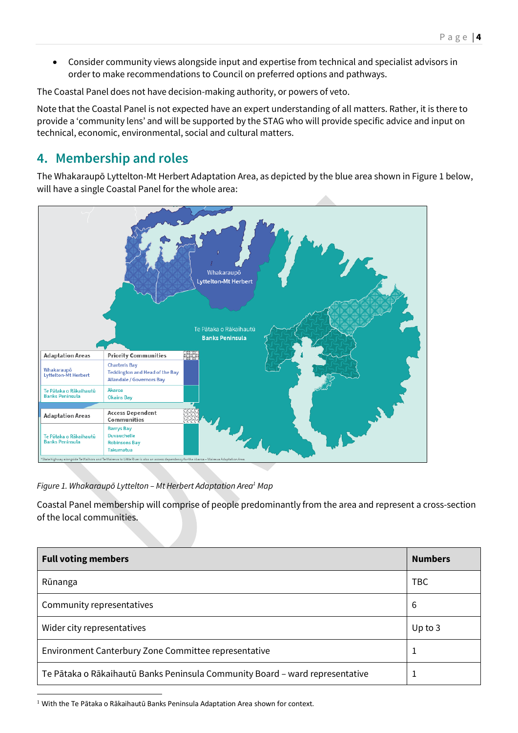- Consider community views alongside input and expertise from technical and specialist advisors in order to make recommendations to Council on preferred options and pathways.

The Coastal Panel does not have decision-making authority, or powers of veto.

Note that the Coastal Panel is not expected have an expert understanding of all matters. Rather, it is there to provide a 'community lens' and will be supported by the STAG who will provide specific advice and input on technical, economic, environmental, social and cultural matters.

## 4. Membership and roles

The Whakaraupō Lyttelton-Mt Herbert Adaptation Area, as depicted by the blue area shown in Figure 1 below, will have a single Coastal Panel for the whole area:

| Adaptation Areas | Priority Communities |
| --- | --- |
| Whakaraupō Lyttelton-Mt Herbert | Charteris Bay<br>Teddington and Head of the Bay<br>Allandale / Governors Bay |
| Te Pātaka o Rākaihautū Banks Peninsula | Akaroa<br>Okains Bay |

| Adaptation Areas | Access Dependent Communities |
| --- | --- |
| Te Pātaka o Rākaihautū Banks Peninsula | Barrys Bay<br>Duvauchelle<br>Robinsons Bay<br>Takamatua |

*Figure 1. Whakaraupō Lyttelton – Mt Herbert Adaptation Area[1] Map*

Coastal Panel membership will comprise of people predominantly from the area and represent a cross-section of the local communities.

| Full voting members | Numbers |
| --- | --- |
| Rūnanga | TBC |
| Community representatives | 6 |
| Wider city representatives | Up to 3 |
| Environment Canterbury Zone Committee representative | 1 |
| Te Pātaka o Rākaihautū Banks Peninsula Community Board – ward representative | 1 |

[1] With the Te Pātaka o Rākaihautū Banks Peninsula Adaptation Area shown for context.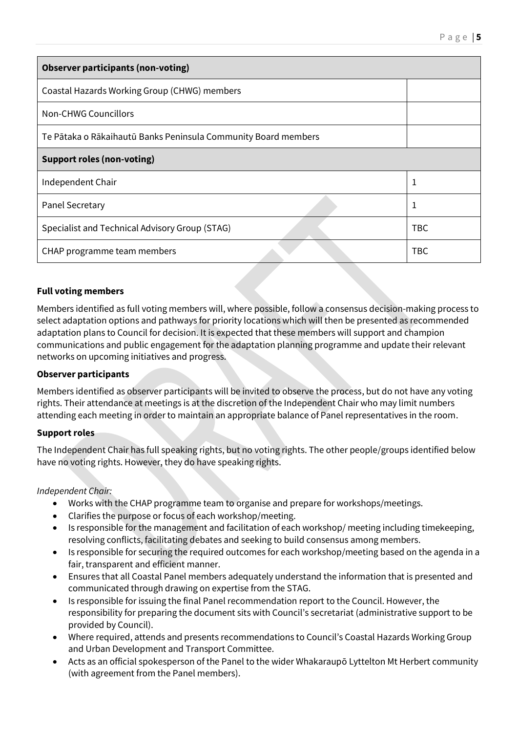| Observer participants (non-voting) | |
| --- | --- |
| Coastal Hazards Working Group (CHWG) members | |
| Non-CHWG Councillors | |
| Te Pātaka o Rākaihautū Banks Peninsula Community Board members | |
| **Support roles (non-voting)** | |
| Independent Chair | 1 |
| Panel Secretary | 1 |
| Specialist and Technical Advisory Group (STAG) | TBC |
| CHAP programme team members | TBC |

**Full voting members**

Members identified as full voting members will, where possible, follow a consensus decision-making process to select adaptation options and pathways for priority locations which will then be presented as recommended adaptation plans to Council for decision. It is expected that these members will support and champion communications and public engagement for the adaptation planning programme and update their relevant networks on upcoming initiatives and progress.

**Observer participants**

Members identified as observer participants will be invited to observe the process, but do not have any voting rights. Their attendance at meetings is at the discretion of the Independent Chair who may limit numbers attending each meeting in order to maintain an appropriate balance of Panel representatives in the room.

**Support roles**

The Independent Chair has full speaking rights, but no voting rights. The other people/groups identified below have no voting rights. However, they do have speaking rights.

*Independent Chair:*

- Works with the CHAP programme team to organise and prepare for workshops/meetings.
- Clarifies the purpose or focus of each workshop/meeting.
- Is responsible for the management and facilitation of each workshop/ meeting including timekeeping, resolving conflicts, facilitating debates and seeking to build consensus among members.
- Is responsible for securing the required outcomes for each workshop/meeting based on the agenda in a fair, transparent and efficient manner.
- Ensures that all Coastal Panel members adequately understand the information that is presented and communicated through drawing on expertise from the STAG.
- Is responsible for issuing the final Panel recommendation report to the Council. However, the responsibility for preparing the document sits with Council's secretariat (administrative support to be provided by Council).
- Where required, attends and presents recommendations to Council's Coastal Hazards Working Group and Urban Development and Transport Committee.
- Acts as an official spokesperson of the Panel to the wider Whakaraupō Lyttelton Mt Herbert community (with agreement from the Panel members).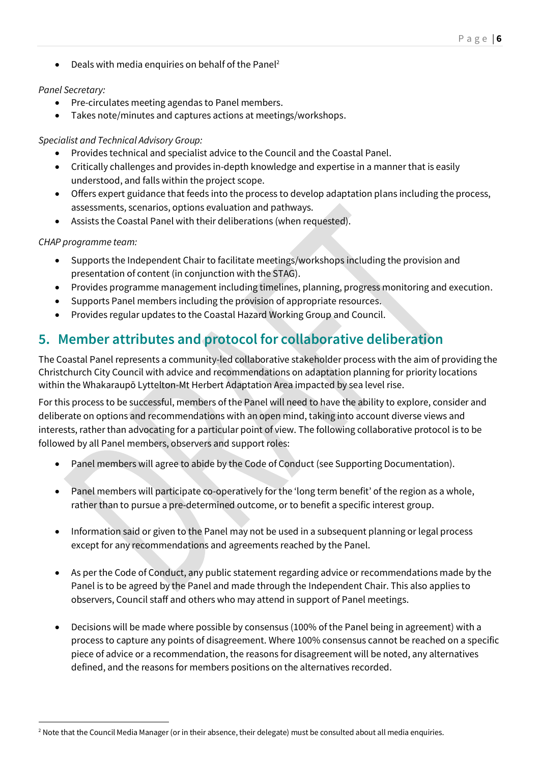- Deals with media enquiries on behalf of the Panel[2]

*Panel Secretary:*

- Pre-circulates meeting agendas to Panel members.
- Takes note/minutes and captures actions at meetings/workshops.

*Specialist and Technical Advisory Group:*

- Provides technical and specialist advice to the Council and the Coastal Panel.
- Critically challenges and provides in-depth knowledge and expertise in a manner that is easily understood, and falls within the project scope.
- Offers expert guidance that feeds into the process to develop adaptation plans including the process, assessments, scenarios, options evaluation and pathways.
- Assists the Coastal Panel with their deliberations (when requested).

*CHAP programme team:*

- Supports the Independent Chair to facilitate meetings/workshops including the provision and presentation of content (in conjunction with the STAG).
- Provides programme management including timelines, planning, progress monitoring and execution.
- Supports Panel members including the provision of appropriate resources.
- Provides regular updates to the Coastal Hazard Working Group and Council.

## 5. Member attributes and protocol for collaborative deliberation

The Coastal Panel represents a community-led collaborative stakeholder process with the aim of providing the Christchurch City Council with advice and recommendations on adaptation planning for priority locations within the Whakaraupō Lyttelton-Mt Herbert Adaptation Area impacted by sea level rise.

For this process to be successful, members of the Panel will need to have the ability to explore, consider and deliberate on options and recommendations with an open mind, taking into account diverse views and interests, rather than advocating for a particular point of view. The following collaborative protocol is to be followed by all Panel members, observers and support roles:

- Panel members will agree to abide by the Code of Conduct (see Supporting Documentation).

- Panel members will participate co-operatively for the 'long term benefit' of the region as a whole, rather than to pursue a pre-determined outcome, or to benefit a specific interest group.

- Information said or given to the Panel may not be used in a subsequent planning or legal process except for any recommendations and agreements reached by the Panel.

- As per the Code of Conduct, any public statement regarding advice or recommendations made by the Panel is to be agreed by the Panel and made through the Independent Chair. This also applies to observers, Council staff and others who may attend in support of Panel meetings.

- Decisions will be made where possible by consensus (100% of the Panel being in agreement) with a process to capture any points of disagreement. Where 100% consensus cannot be reached on a specific piece of advice or a recommendation, the reasons for disagreement will be noted, any alternatives defined, and the reasons for members positions on the alternatives recorded.

[2] Note that the Council Media Manager (or in their absence, their delegate) must be consulted about all media enquiries.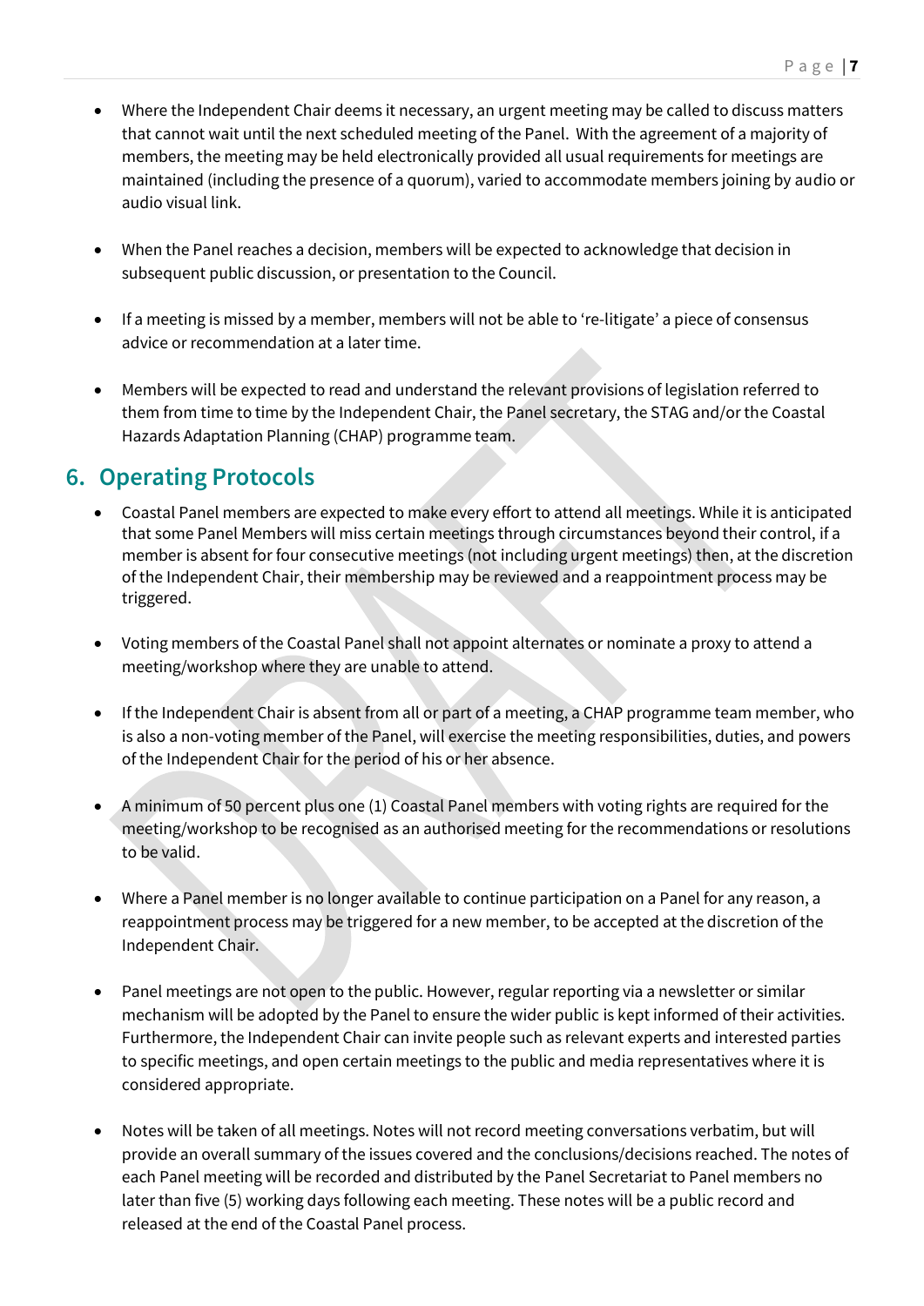- Where the Independent Chair deems it necessary, an urgent meeting may be called to discuss matters that cannot wait until the next scheduled meeting of the Panel. With the agreement of a majority of members, the meeting may be held electronically provided all usual requirements for meetings are maintained (including the presence of a quorum), varied to accommodate members joining by audio or audio visual link.

- When the Panel reaches a decision, members will be expected to acknowledge that decision in subsequent public discussion, or presentation to the Council.

- If a meeting is missed by a member, members will not be able to 're-litigate' a piece of consensus advice or recommendation at a later time.

- Members will be expected to read and understand the relevant provisions of legislation referred to them from time to time by the Independent Chair, the Panel secretary, the STAG and/or the Coastal Hazards Adaptation Planning (CHAP) programme team.

## 6. Operating Protocols

- Coastal Panel members are expected to make every effort to attend all meetings. While it is anticipated that some Panel Members will miss certain meetings through circumstances beyond their control, if a member is absent for four consecutive meetings (not including urgent meetings) then, at the discretion of the Independent Chair, their membership may be reviewed and a reappointment process may be triggered.

- Voting members of the Coastal Panel shall not appoint alternates or nominate a proxy to attend a meeting/workshop where they are unable to attend.

- If the Independent Chair is absent from all or part of a meeting, a CHAP programme team member, who is also a non-voting member of the Panel, will exercise the meeting responsibilities, duties, and powers of the Independent Chair for the period of his or her absence.

- A minimum of 50 percent plus one (1) Coastal Panel members with voting rights are required for the meeting/workshop to be recognised as an authorised meeting for the recommendations or resolutions to be valid.

- Where a Panel member is no longer available to continue participation on a Panel for any reason, a reappointment process may be triggered for a new member, to be accepted at the discretion of the Independent Chair.

- Panel meetings are not open to the public. However, regular reporting via a newsletter or similar mechanism will be adopted by the Panel to ensure the wider public is kept informed of their activities. Furthermore, the Independent Chair can invite people such as relevant experts and interested parties to specific meetings, and open certain meetings to the public and media representatives where it is considered appropriate.

- Notes will be taken of all meetings. Notes will not record meeting conversations verbatim, but will provide an overall summary of the issues covered and the conclusions/decisions reached. The notes of each Panel meeting will be recorded and distributed by the Panel Secretariat to Panel members no later than five (5) working days following each meeting. These notes will be a public record and released at the end of the Coastal Panel process.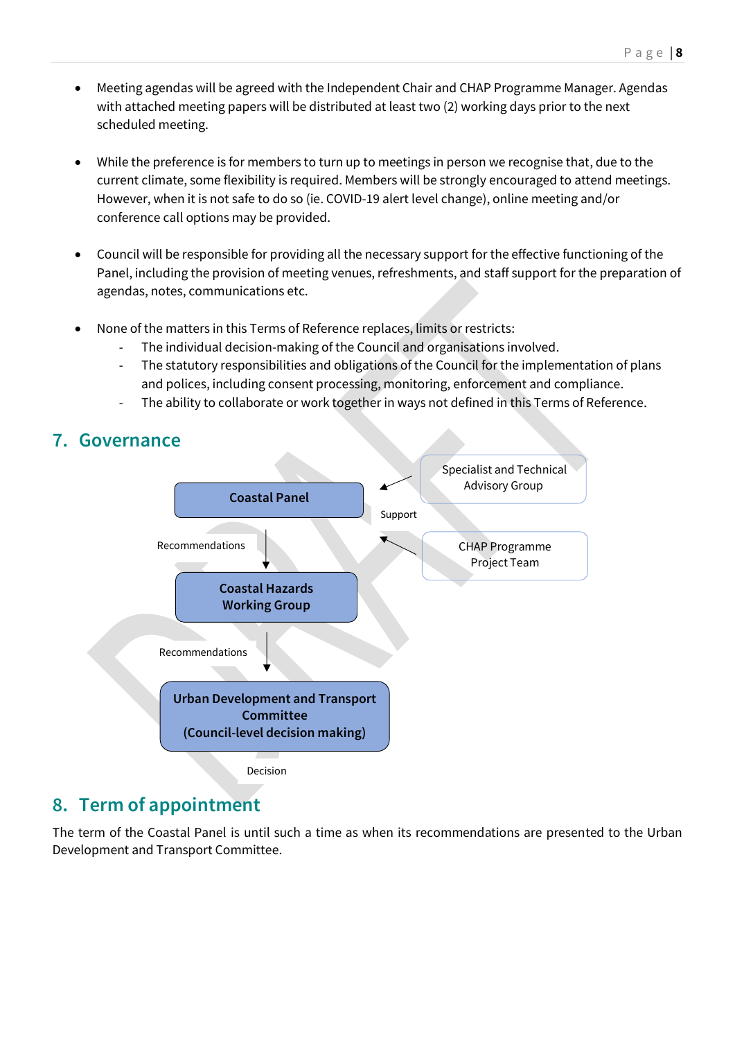- Meeting agendas will be agreed with the Independent Chair and CHAP Programme Manager. Agendas with attached meeting papers will be distributed at least two (2) working days prior to the next scheduled meeting.

- While the preference is for members to turn up to meetings in person we recognise that, due to the current climate, some flexibility is required. Members will be strongly encouraged to attend meetings. However, when it is not safe to do so (ie. COVID-19 alert level change), online meeting and/or conference call options may be provided.

- Council will be responsible for providing all the necessary support for the effective functioning of the Panel, including the provision of meeting venues, refreshments, and staff support for the preparation of agendas, notes, communications etc.

- None of the matters in this Terms of Reference replaces, limits or restricts:
  - The individual decision-making of the Council and organisations involved.
  - The statutory responsibilities and obligations of the Council for the implementation of plans and polices, including consent processing, monitoring, enforcement and compliance.
  - The ability to collaborate or work together in ways not defined in this Terms of Reference.

## 7. Governance

Coastal Panel

Support

Specialist and Technical Advisory Group

CHAP Programme Project Team

Recommendations

Coastal Hazards Working Group

Recommendations

Urban Development and Transport Committee (Council-level decision making)

Decision

## 8. Term of appointment

The term of the Coastal Panel is until such a time as when its recommendations are presented to the Urban Development and Transport Committee.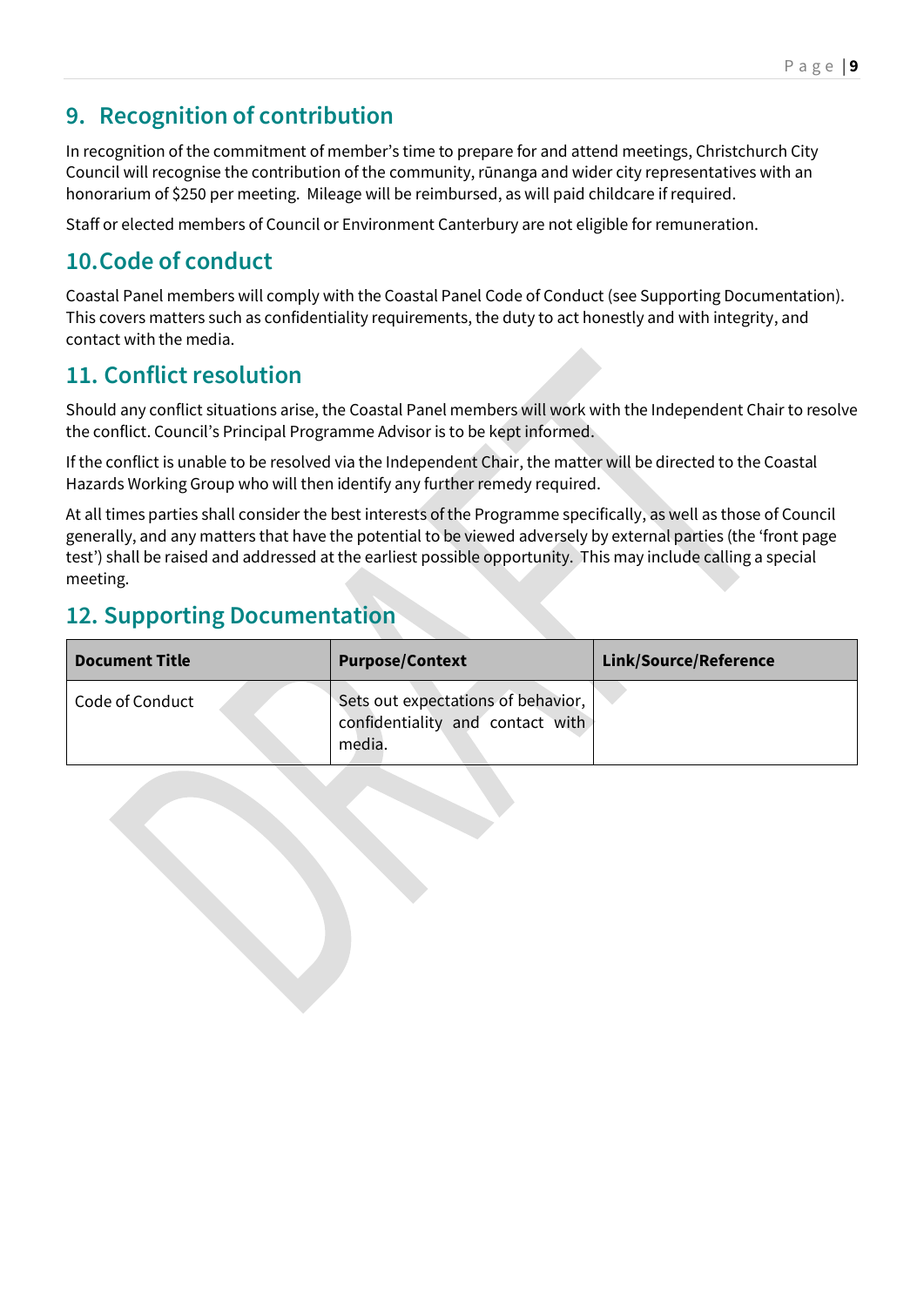## 9. Recognition of contribution

In recognition of the commitment of member's time to prepare for and attend meetings, Christchurch City Council will recognise the contribution of the community, rūnanga and wider city representatives with an honorarium of $250 per meeting. Mileage will be reimbursed, as will paid childcare if required.

Staff or elected members of Council or Environment Canterbury are not eligible for remuneration.

## 10. Code of conduct

Coastal Panel members will comply with the Coastal Panel Code of Conduct (see Supporting Documentation). This covers matters such as confidentiality requirements, the duty to act honestly and with integrity, and contact with the media.

## 11. Conflict resolution

Should any conflict situations arise, the Coastal Panel members will work with the Independent Chair to resolve the conflict. Council's Principal Programme Advisor is to be kept informed.

If the conflict is unable to be resolved via the Independent Chair, the matter will be directed to the Coastal Hazards Working Group who will then identify any further remedy required.

At all times parties shall consider the best interests of the Programme specifically, as well as those of Council generally, and any matters that have the potential to be viewed adversely by external parties (the 'front page test') shall be raised and addressed at the earliest possible opportunity. This may include calling a special meeting.

## 12. Supporting Documentation

| Document Title | Purpose/Context | Link/Source/Reference |
|---|---|---|
| Code of Conduct | Sets out expectations of behavior, confidentiality and contact with media. | |